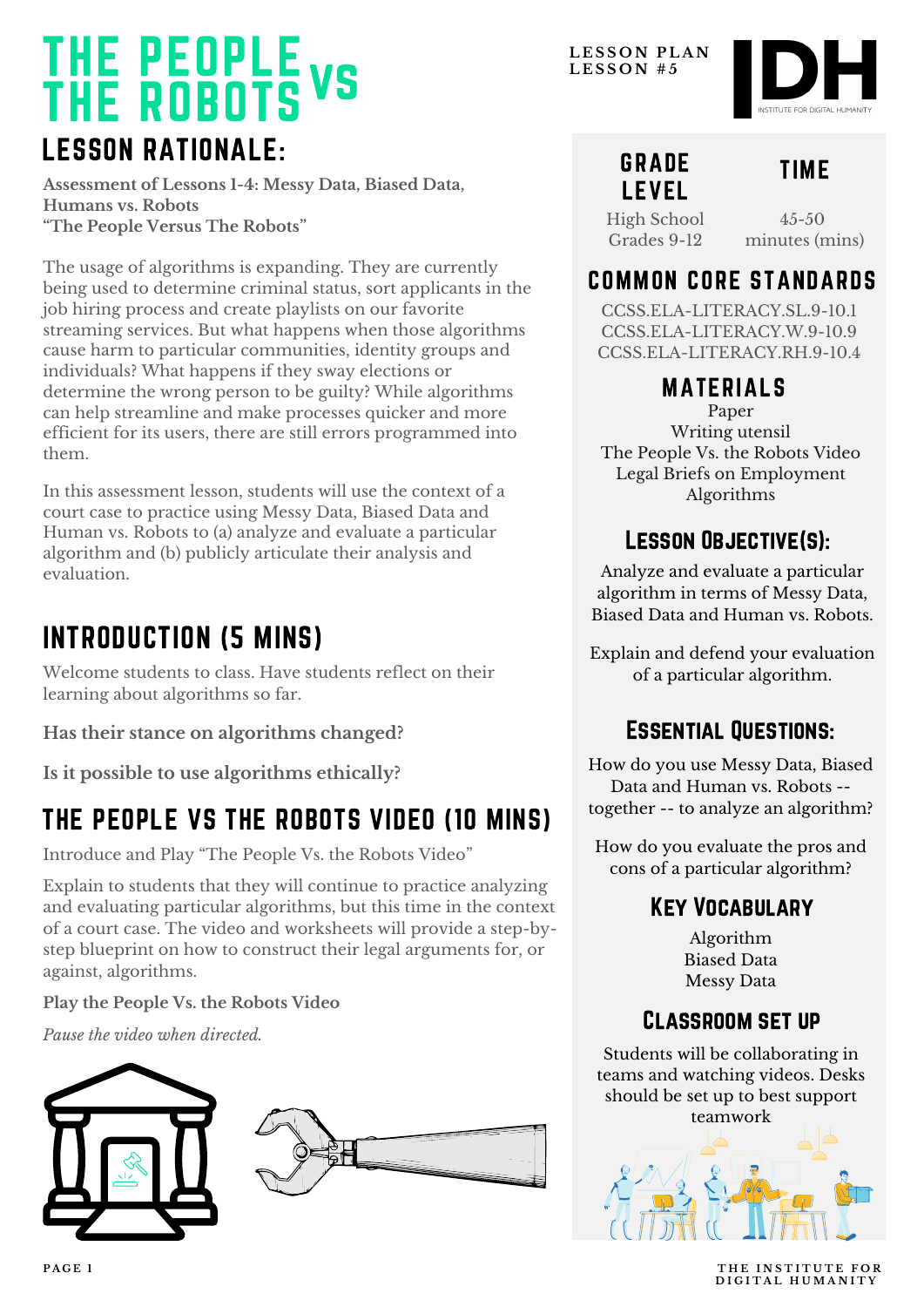# THE PEOPLE VS THE ROBOTS

**LESSON PLAN**
**LESSON #5**

## LESSON RATIONALE:

**Assessment of Lessons 1-4: Messy Data, Biased Data, Humans vs. Robots**
**"The People Versus The Robots"**

The usage of algorithms is expanding. They are currently being used to determine criminal status, sort applicants in the job hiring process and create playlists on our favorite streaming services. But what happens when those algorithms cause harm to particular communities, identity groups and individuals? What happens if they sway elections or determine the wrong person to be guilty? While algorithms can help streamline and make processes quicker and more efficient for its users, there are still errors programmed into them.

In this assessment lesson, students will use the context of a court case to practice using Messy Data, Biased Data and Human vs. Robots to (a) analyze and evaluate a particular algorithm and (b) publicly articulate their analysis and evaluation.

## INTRODUCTION (5 MINS)

Welcome students to class. Have students reflect on their learning about algorithms so far.

**Has their stance on algorithms changed?**

**Is it possible to use algorithms ethically?**

## THE PEOPLE VS THE ROBOTS VIDEO (10 MINS)

Introduce and Play "The People Vs. the Robots Video"

Explain to students that they will continue to practice analyzing and evaluating particular algorithms, but this time in the context of a court case. The video and worksheets will provide a step-by-step blueprint on how to construct their legal arguments for, or against, algorithms.

**Play the People Vs. the Robots Video**

*Pause the video when directed.*

## GRADE LEVEL

High School
Grades 9-12

## TIME

45-50 minutes (mins)

## COMMON CORE STANDARDS

CCSS.ELA-LITERACY.SL.9-10.1
CCSS.ELA-LITERACY.W.9-10.9
CCSS.ELA-LITERACY.RH.9-10.4

## MATERIALS

Paper
Writing utensil
The People Vs. the Robots Video
Legal Briefs on Employment Algorithms

## LESSON OBJECTIVE(S):

Analyze and evaluate a particular algorithm in terms of Messy Data, Biased Data and Human vs. Robots.

Explain and defend your evaluation of a particular algorithm.

## ESSENTIAL QUESTIONS:

How do you use Messy Data, Biased Data and Human vs. Robots -- together -- to analyze an algorithm?

How do you evaluate the pros and cons of a particular algorithm?

## KEY VOCABULARY

Algorithm
Biased Data
Messy Data

## CLASSROOM SET UP

Students will be collaborating in teams and watching videos. Desks should be set up to best support teamwork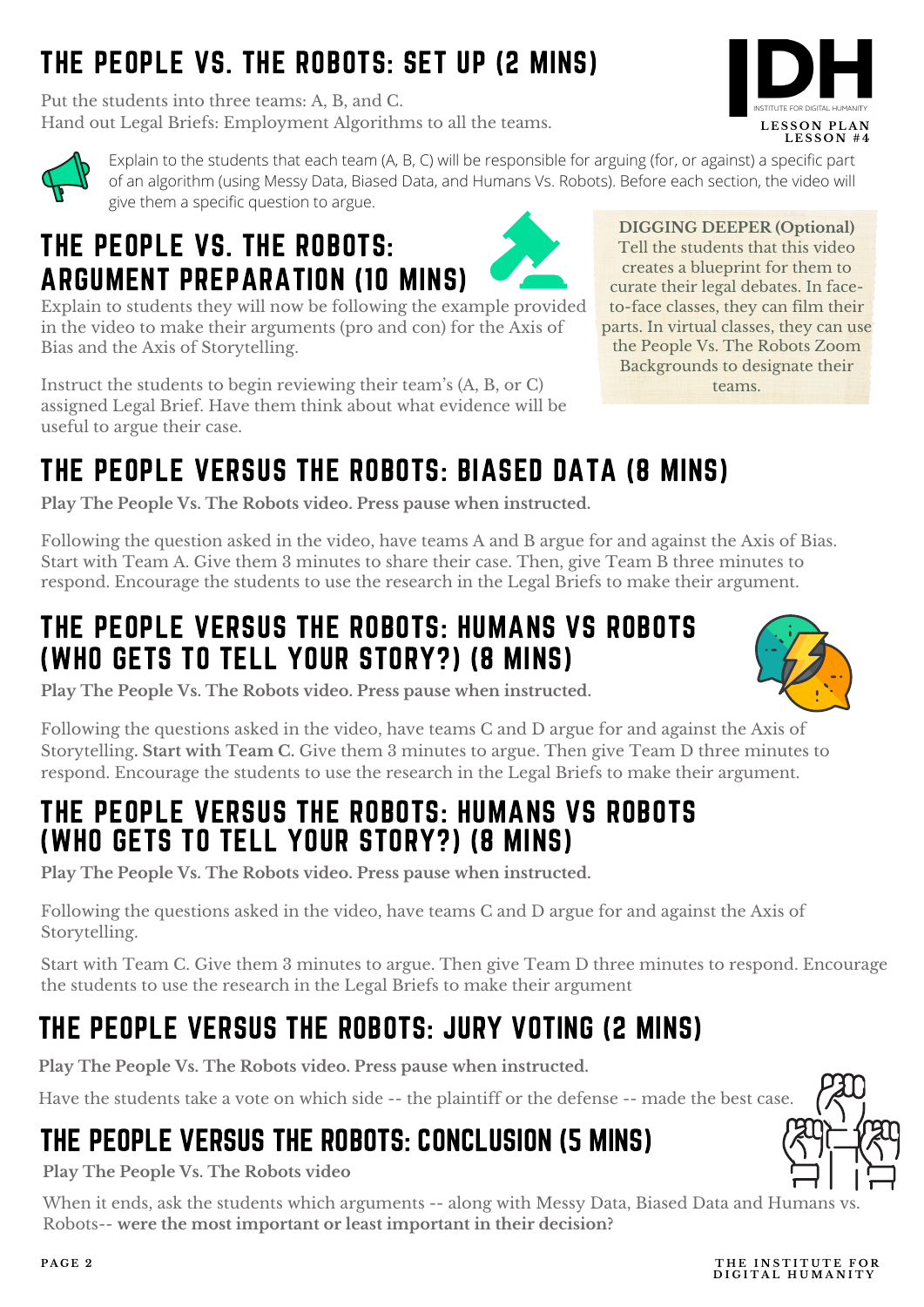## THE PEOPLE VS. THE ROBOTS: SET UP (2 MINS)

Put the students into three teams: A, B, and C.
Hand out Legal Briefs: Employment Algorithms to all the teams.

Explain to the students that each team (A, B, C) will be responsible for arguing (for, or against) a specific part of an algorithm (using Messy Data, Biased Data, and Humans Vs. Robots). Before each section, the video will give them a specific question to argue.

## THE PEOPLE VS. THE ROBOTS: ARGUMENT PREPARATION (10 MINS)

Explain to students they will now be following the example provided in the video to make their arguments (pro and con) for the Axis of Bias and the Axis of Storytelling.

Instruct the students to begin reviewing their team's (A, B, or C) assigned Legal Brief. Have them think about what evidence will be useful to argue their case.

**DIGGING DEEPER (Optional)**
Tell the students that this video creates a blueprint for them to curate their legal debates. In face-to-face classes, they can film their parts. In virtual classes, they can use the People Vs. The Robots Zoom Backgrounds to designate their teams.

## THE PEOPLE VERSUS THE ROBOTS: BIASED DATA (8 MINS)

**Play The People Vs. The Robots video. Press pause when instructed.**

Following the question asked in the video, have teams A and B argue for and against the Axis of Bias. Start with Team A. Give them 3 minutes to share their case. Then, give Team B three minutes to respond. Encourage the students to use the research in the Legal Briefs to make their argument.

## THE PEOPLE VERSUS THE ROBOTS: HUMANS VS ROBOTS (WHO GETS TO TELL YOUR STORY?) (8 MINS)

**Play The People Vs. The Robots video. Press pause when instructed.**

Following the questions asked in the video, have teams C and D argue for and against the Axis of Storytelling**. Start with Team C.** Give them 3 minutes to argue. Then give Team D three minutes to respond. Encourage the students to use the research in the Legal Briefs to make their argument.

## THE PEOPLE VERSUS THE ROBOTS: HUMANS VS ROBOTS (WHO GETS TO TELL YOUR STORY?) (8 MINS)

**Play The People Vs. The Robots video. Press pause when instructed.**

Following the questions asked in the video, have teams C and D argue for and against the Axis of Storytelling.

Start with Team C. Give them 3 minutes to argue. Then give Team D three minutes to respond. Encourage the students to use the research in the Legal Briefs to make their argument

## THE PEOPLE VERSUS THE ROBOTS: JURY VOTING (2 MINS)

**Play The People Vs. The Robots video. Press pause when instructed.**

Have the students take a vote on which side -- the plaintiff or the defense -- made the best case.

## THE PEOPLE VERSUS THE ROBOTS: CONCLUSION (5 MINS)

**Play The People Vs. The Robots video**

When it ends, ask the students which arguments -- along with Messy Data, Biased Data and Humans vs. Robots-- **were the most important or least important in their decision?**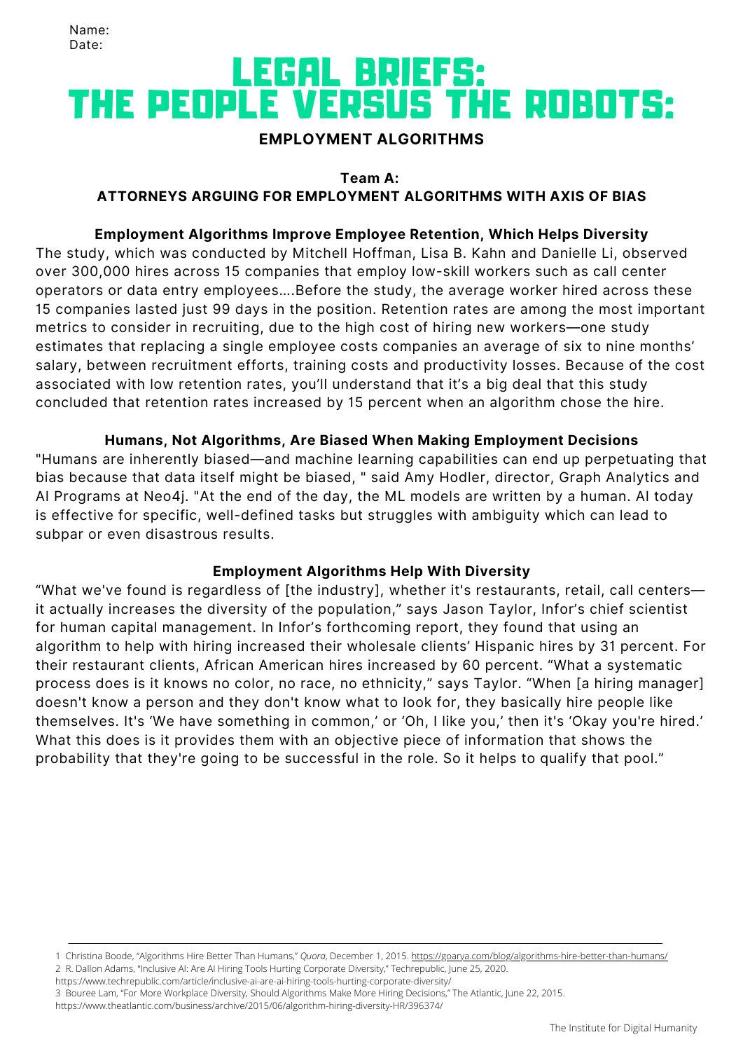Name:
Date:

# LEGAL BRIEFS: THE PEOPLE VERSUS THE ROBOTS:

## EMPLOYMENT ALGORITHMS

### Team A:
### ATTORNEYS ARGUING FOR EMPLOYMENT ALGORITHMS WITH AXIS OF BIAS

**Employment Algorithms Improve Employee Retention, Which Helps Diversity**

The study, which was conducted by Mitchell Hoffman, Lisa B. Kahn and Danielle Li, observed over 300,000 hires across 15 companies that employ low-skill workers such as call center operators or data entry employees....Before the study, the average worker hired across these 15 companies lasted just 99 days in the position. Retention rates are among the most important metrics to consider in recruiting, due to the high cost of hiring new workers—one study estimates that replacing a single employee costs companies an average of six to nine months' salary, between recruitment efforts, training costs and productivity losses. Because of the cost associated with low retention rates, you'll understand that it's a big deal that this study concluded that retention rates increased by 15 percent when an algorithm chose the hire.

**Humans, Not Algorithms, Are Biased When Making Employment Decisions**

"Humans are inherently biased—and machine learning capabilities can end up perpetuating that bias because that data itself might be biased, " said Amy Hodler, director, Graph Analytics and AI Programs at Neo4j. "At the end of the day, the ML models are written by a human. AI today is effective for specific, well-defined tasks but struggles with ambiguity which can lead to subpar or even disastrous results.

**Employment Algorithms Help With Diversity**

"What we've found is regardless of [the industry], whether it's restaurants, retail, call centers—it actually increases the diversity of the population," says Jason Taylor, Infor's chief scientist for human capital management. In Infor's forthcoming report, they found that using an algorithm to help with hiring increased their wholesale clients' Hispanic hires by 31 percent. For their restaurant clients, African American hires increased by 60 percent. "What a systematic process does is it knows no color, no race, no ethnicity," says Taylor. "When [a hiring manager] doesn't know a person and they don't know what to look for, they basically hire people like themselves. It's 'We have something in common,' or 'Oh, I like you,' then it's 'Okay you're hired.' What this does is it provides them with an objective piece of information that shows the probability that they're going to be successful in the role. So it helps to qualify that pool."

---

1 Christina Boode, "Algorithms Hire Better Than Humans," *Quora*, December 1, 2015. https://goarya.com/blog/algorithms-hire-better-than-humans/

2 R. Dallon Adams, "Inclusive AI: Are AI Hiring Tools Hurting Corporate Diversity," Techrepublic, June 25, 2020. https://www.techrepublic.com/article/inclusive-ai-are-ai-hiring-tools-hurting-corporate-diversity/

3 Bouree Lam, "For More Workplace Diversity, Should Algorithms Make More Hiring Decisions," The Atlantic, June 22, 2015. https://www.theatlantic.com/business/archive/2015/06/algorithm-hiring-diversity-HR/396374/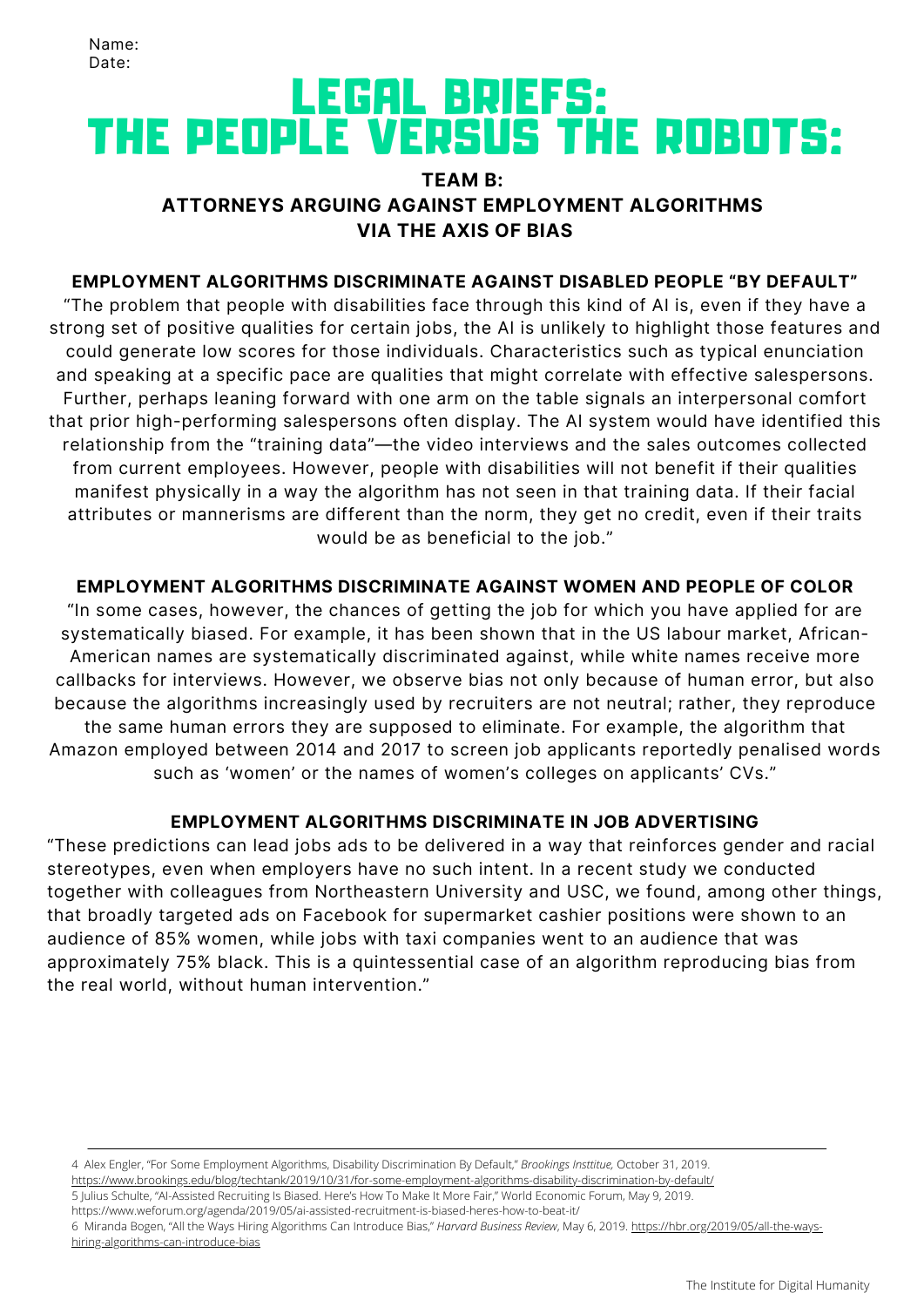Name:
Date:

# LEGAL BRIEFS: THE PEOPLE VERSUS THE ROBOTS:

## TEAM B: ATTORNEYS ARGUING AGAINST EMPLOYMENT ALGORITHMS VIA THE AXIS OF BIAS

### EMPLOYMENT ALGORITHMS DISCRIMINATE AGAINST DISABLED PEOPLE "BY DEFAULT"

"The problem that people with disabilities face through this kind of AI is, even if they have a strong set of positive qualities for certain jobs, the AI is unlikely to highlight those features and could generate low scores for those individuals. Characteristics such as typical enunciation and speaking at a specific pace are qualities that might correlate with effective salespersons. Further, perhaps leaning forward with one arm on the table signals an interpersonal comfort that prior high-performing salespersons often display. The AI system would have identified this relationship from the "training data"—the video interviews and the sales outcomes collected from current employees. However, people with disabilities will not benefit if their qualities manifest physically in a way the algorithm has not seen in that training data. If their facial attributes or mannerisms are different than the norm, they get no credit, even if their traits would be as beneficial to the job."

### EMPLOYMENT ALGORITHMS DISCRIMINATE AGAINST WOMEN AND PEOPLE OF COLOR

"In some cases, however, the chances of getting the job for which you have applied for are systematically biased. For example, it has been shown that in the US labour market, African-American names are systematically discriminated against, while white names receive more callbacks for interviews. However, we observe bias not only because of human error, but also because the algorithms increasingly used by recruiters are not neutral; rather, they reproduce the same human errors they are supposed to eliminate. For example, the algorithm that Amazon employed between 2014 and 2017 to screen job applicants reportedly penalised words such as 'women' or the names of women's colleges on applicants' CVs."

### EMPLOYMENT ALGORITHMS DISCRIMINATE IN JOB ADVERTISING

"These predictions can lead jobs ads to be delivered in a way that reinforces gender and racial stereotypes, even when employers have no such intent. In a recent study we conducted together with colleagues from Northeastern University and USC, we found, among other things, that broadly targeted ads on Facebook for supermarket cashier positions were shown to an audience of 85% women, while jobs with taxi companies went to an audience that was approximately 75% black. This is a quintessential case of an algorithm reproducing bias from the real world, without human intervention."

---

4 Alex Engler, "For Some Employment Algorithms, Disability Discrimination By Default," *Brookings Insttitue,* October 31, 2019. https://www.brookings.edu/blog/techtank/2019/10/31/for-some-employment-algorithms-disability-discrimination-by-default/

5 Julius Schulte, "AI-Assisted Recruiting Is Biased. Here's How To Make It More Fair," World Economic Forum, May 9, 2019. https://www.weforum.org/agenda/2019/05/ai-assisted-recruitment-is-biased-heres-how-to-beat-it/

6 Miranda Bogen, "All the Ways Hiring Algorithms Can Introduce Bias," *Harvard Business Review*, May 6, 2019. https://hbr.org/2019/05/all-the-ways-hiring-algorithms-can-introduce-bias

The Institute for Digital Humanity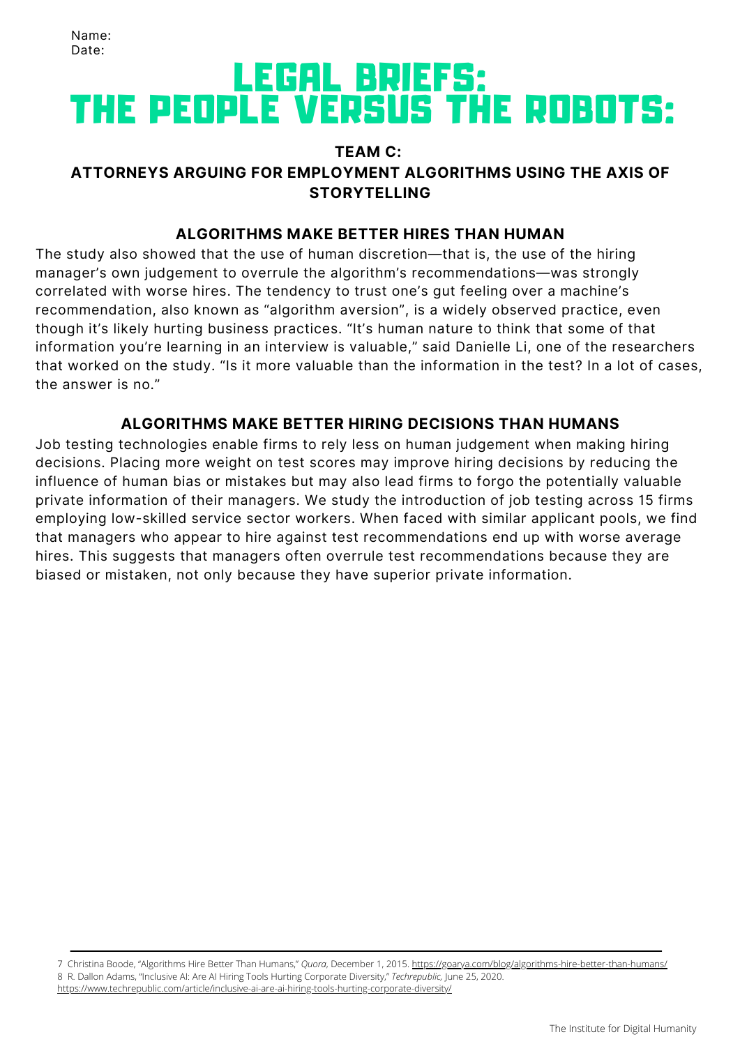Name:
Date:

# LEGAL BRIEFS: THE PEOPLE VERSUS THE ROBOTS:

### TEAM C:

### ATTORNEYS ARGUING FOR EMPLOYMENT ALGORITHMS USING THE AXIS OF STORYTELLING

### ALGORITHMS MAKE BETTER HIRES THAN HUMAN

The study also showed that the use of human discretion—that is, the use of the hiring manager's own judgement to overrule the algorithm's recommendations—was strongly correlated with worse hires. The tendency to trust one's gut feeling over a machine's recommendation, also known as "algorithm aversion", is a widely observed practice, even though it's likely hurting business practices. "It's human nature to think that some of that information you're learning in an interview is valuable," said Danielle Li, one of the researchers that worked on the study. "Is it more valuable than the information in the test? In a lot of cases, the answer is no."

### ALGORITHMS MAKE BETTER HIRING DECISIONS THAN HUMANS

Job testing technologies enable firms to rely less on human judgement when making hiring decisions. Placing more weight on test scores may improve hiring decisions by reducing the influence of human bias or mistakes but may also lead firms to forgo the potentially valuable private information of their managers. We study the introduction of job testing across 15 firms employing low-skilled service sector workers. When faced with similar applicant pools, we find that managers who appear to hire against test recommendations end up with worse average hires. This suggests that managers often overrule test recommendations because they are biased or mistaken, not only because they have superior private information.

---

7 Christina Boode, "Algorithms Hire Better Than Humans," *Quora*, December 1, 2015. https://goarya.com/blog/algorithms-hire-better-than-humans/

8 R. Dallon Adams, "Inclusive AI: Are AI Hiring Tools Hurting Corporate Diversity," *Techrepublic*, June 25, 2020. https://www.techrepublic.com/article/inclusive-ai-are-ai-hiring-tools-hurting-corporate-diversity/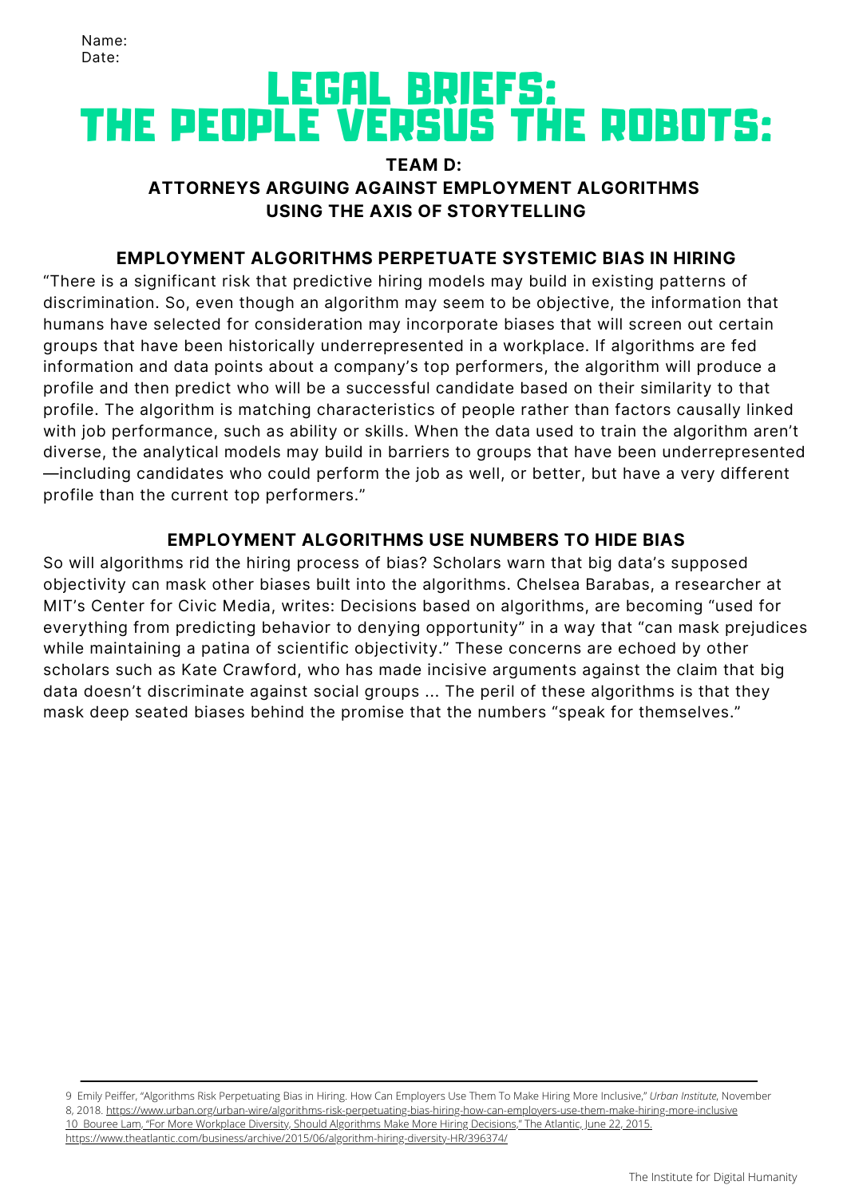Name:
Date:

# LEGAL BRIEFS: THE PEOPLE VERSUS THE ROBOTS:

**TEAM D:**

**ATTORNEYS ARGUING AGAINST EMPLOYMENT ALGORITHMS USING THE AXIS OF STORYTELLING**

## EMPLOYMENT ALGORITHMS PERPETUATE SYSTEMIC BIAS IN HIRING

"There is a significant risk that predictive hiring models may build in existing patterns of discrimination. So, even though an algorithm may seem to be objective, the information that humans have selected for consideration may incorporate biases that will screen out certain groups that have been historically underrepresented in a workplace. If algorithms are fed information and data points about a company's top performers, the algorithm will produce a profile and then predict who will be a successful candidate based on their similarity to that profile. The algorithm is matching characteristics of people rather than factors causally linked with job performance, such as ability or skills. When the data used to train the algorithm aren't diverse, the analytical models may build in barriers to groups that have been underrepresented —including candidates who could perform the job as well, or better, but have a very different profile than the current top performers."

## EMPLOYMENT ALGORITHMS USE NUMBERS TO HIDE BIAS

So will algorithms rid the hiring process of bias? Scholars warn that big data's supposed objectivity can mask other biases built into the algorithms. Chelsea Barabas, a researcher at MIT's Center for Civic Media, writes: Decisions based on algorithms, are becoming "used for everything from predicting behavior to denying opportunity" in a way that "can mask prejudices while maintaining a patina of scientific objectivity." These concerns are echoed by other scholars such as Kate Crawford, who has made incisive arguments against the claim that big data doesn't discriminate against social groups ... The peril of these algorithms is that they mask deep seated biases behind the promise that the numbers "speak for themselves."

---

9 Emily Peiffer, "Algorithms Risk Perpetuating Bias in Hiring. How Can Employers Use Them To Make Hiring More Inclusive," *Urban Institute*, November 8, 2018. https://www.urban.org/urban-wire/algorithms-risk-perpetuating-bias-hiring-how-can-employers-use-them-make-hiring-more-inclusive

10 Bouree Lam, "For More Workplace Diversity, Should Algorithms Make More Hiring Decisions," The Atlantic, June 22, 2015. https://www.theatlantic.com/business/archive/2015/06/algorithm-hiring-diversity-HR/396374/

The Institute for Digital Humanity